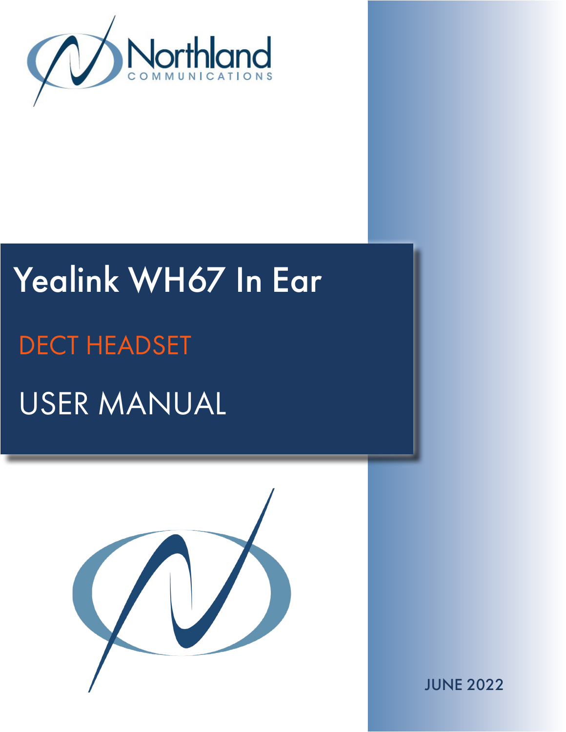Northland
COMMUNICATIONS

# Yealink WH67 In Ear

## DECT HEADSET

## USER MANUAL

JUNE 2022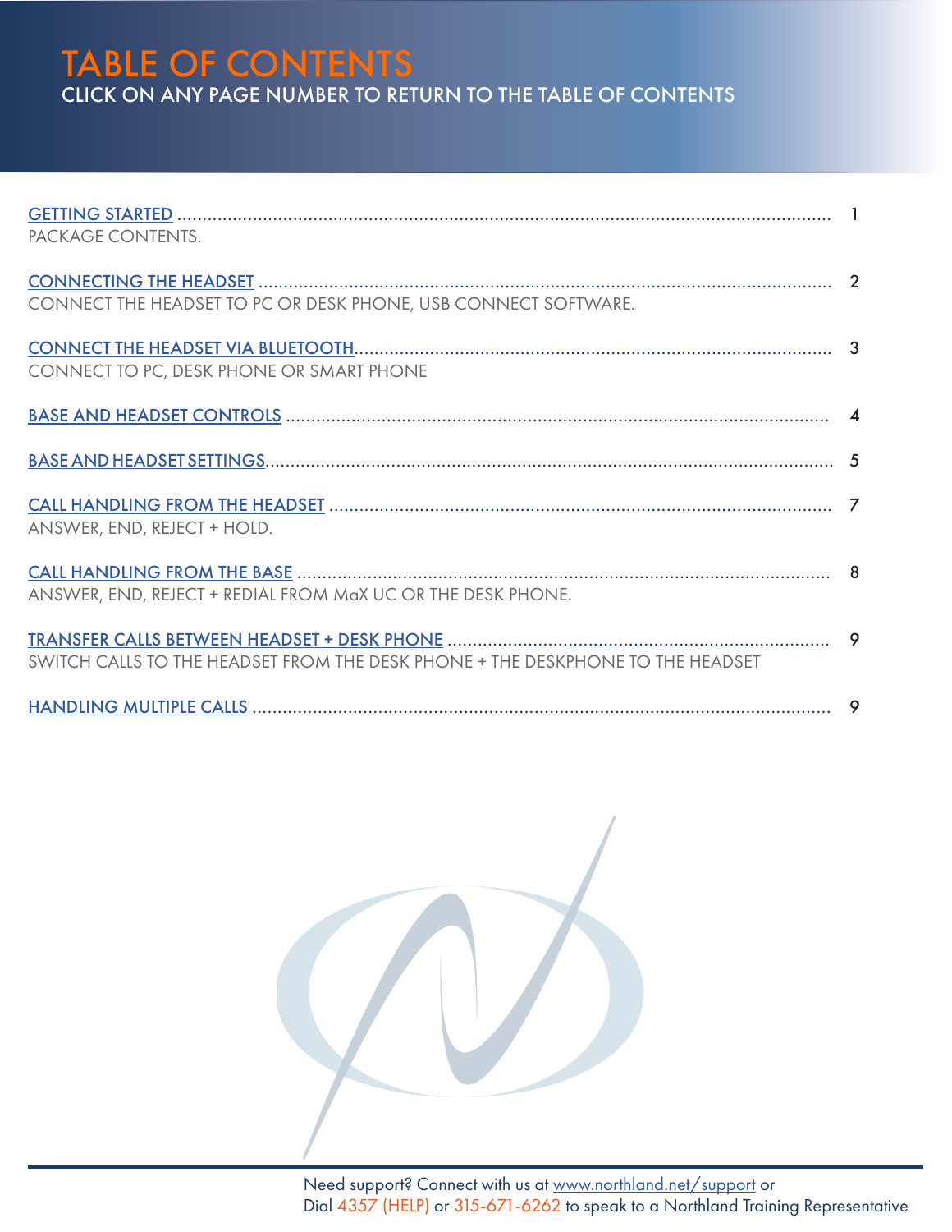# TABLE OF CONTENTS

CLICK ON ANY PAGE NUMBER TO RETURN TO THE TABLE OF CONTENTS

GETTING STARTED ........................................................................ 1
PACKAGE CONTENTS.

CONNECTING THE HEADSET ........................................................................ 2
CONNECT THE HEADSET TO PC OR DESK PHONE, USB CONNECT SOFTWARE.

CONNECT THE HEADSET VIA BLUETOOTH........................................................................ 3
CONNECT TO PC, DESK PHONE OR SMART PHONE

BASE AND HEADSET CONTROLS ........................................................................ 4

BASE AND HEADSET SETTINGS........................................................................ 5

CALL HANDLING FROM THE HEADSET ........................................................................ 7
ANSWER, END, REJECT + HOLD.

CALL HANDLING FROM THE BASE ........................................................................ 8
ANSWER, END, REJECT + REDIAL FROM MaX UC OR THE DESK PHONE.

TRANSFER CALLS BETWEEN HEADSET + DESK PHONE ........................................................................ 9
SWITCH CALLS TO THE HEADSET FROM THE DESK PHONE + THE DESKPHONE TO THE HEADSET

HANDLING MULTIPLE CALLS ........................................................................ 9

Need support? Connect with us at www.northland.net/support or
Dial 4357 (HELP) or 315-671-6262 to speak to a Northland Training Representative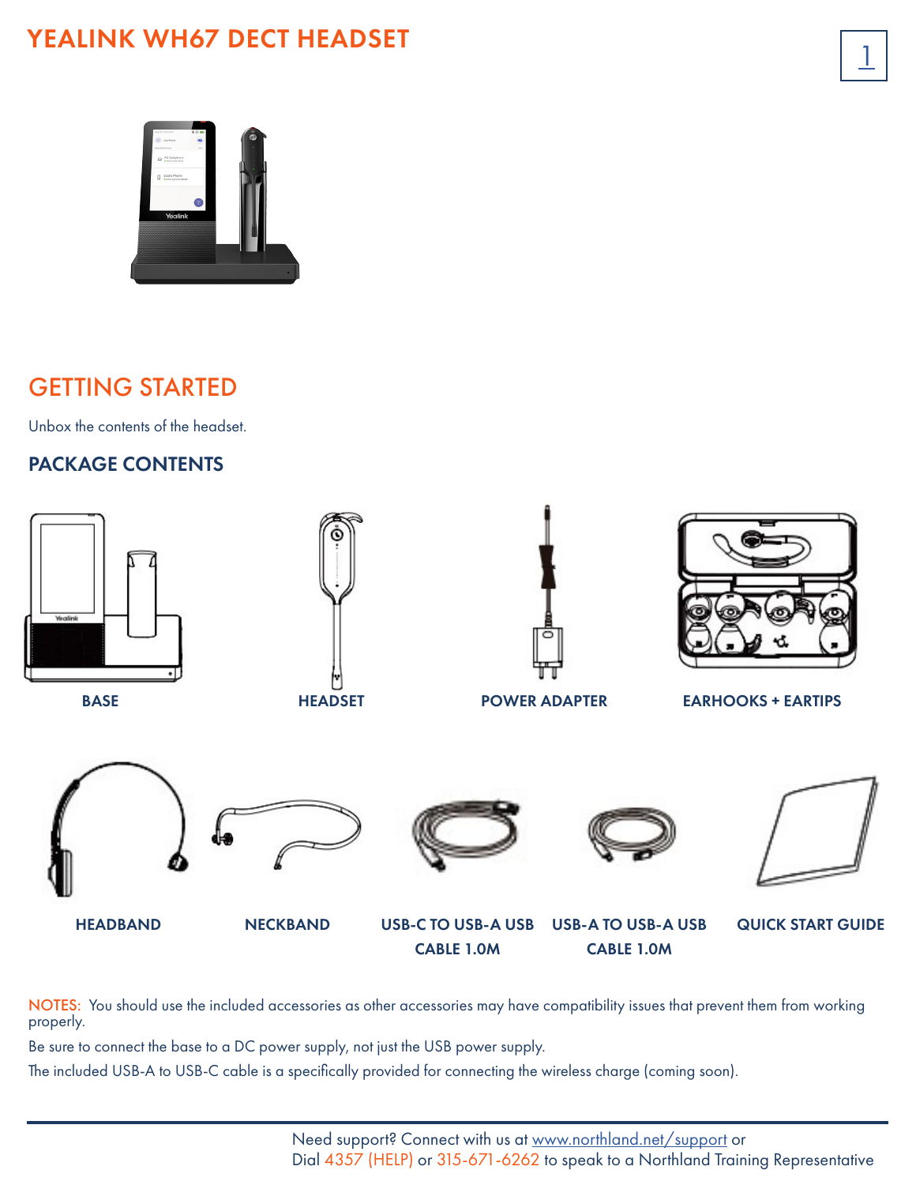# YEALINK WH67 DECT HEADSET

## GETTING STARTED

Unbox the contents of the headset.

### PACKAGE CONTENTS

BASE

HEADSET

POWER ADAPTER

EARHOOKS + EARTIPS

HEADBAND

NECKBAND

USB-C TO USB-A USB CABLE 1.0M

USB-A TO USB-A USB CABLE 1.0M

QUICK START GUIDE

NOTES: You should use the included accessories as other accessories may have compatibility issues that prevent them from working properly.

Be sure to connect the base to a DC power supply, not just the USB power supply.

The included USB-A to USB-C cable is a specifically provided for connecting the wireless charge (coming soon).

Need support? Connect with us at www.northland.net/support or
Dial 4357 (HELP) or 315-671-6262 to speak to a Northland Training Representative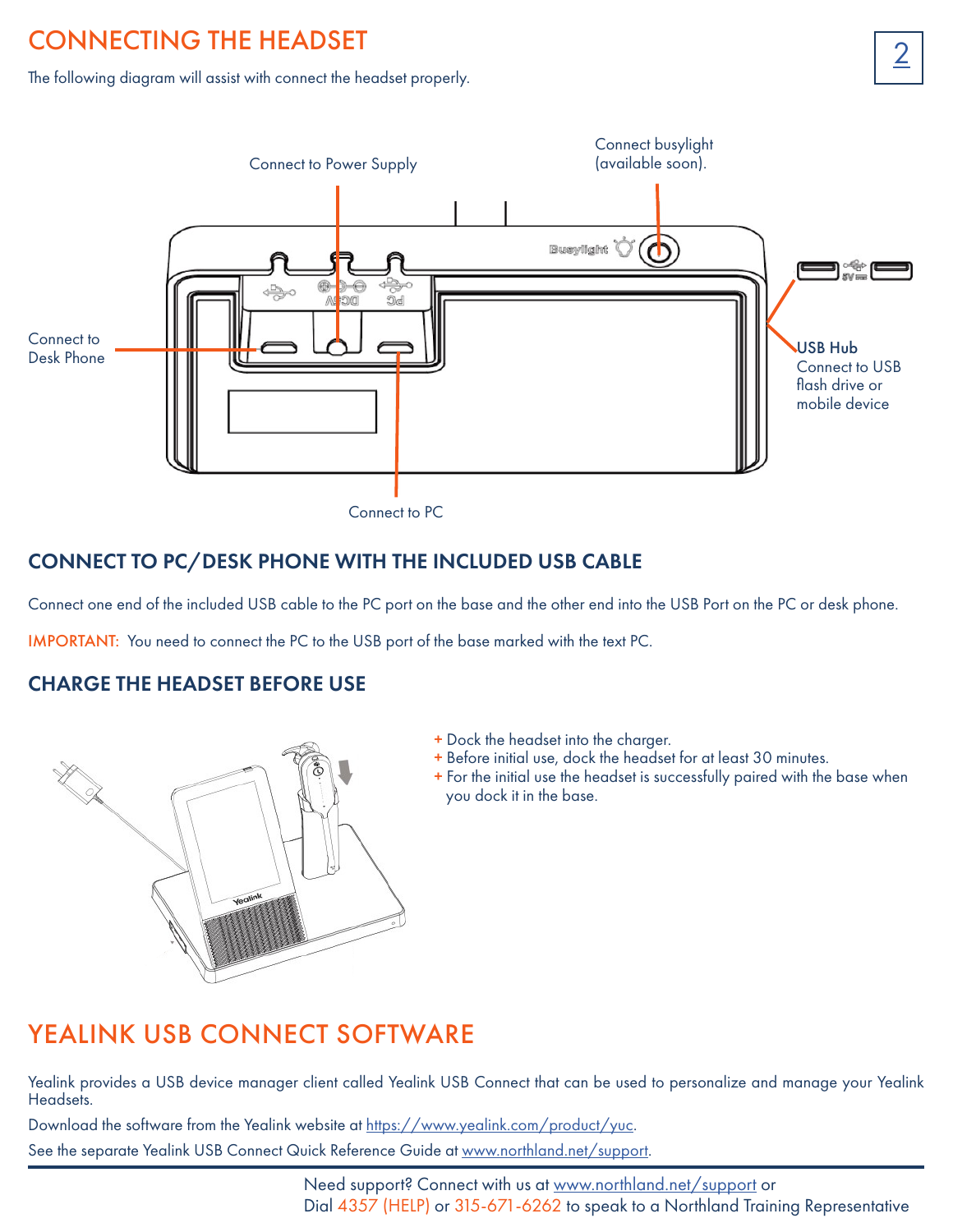# CONNECTING THE HEADSET

The following diagram will assist with connect the headset properly.

Connect to Power Supply

Connect busylight (available soon).

Connect to Desk Phone

USB Hub
Connect to USB flash drive or mobile device

Connect to PC

## CONNECT TO PC/DESK PHONE WITH THE INCLUDED USB CABLE

Connect one end of the included USB cable to the PC port on the base and the other end into the USB Port on the PC or desk phone.

IMPORTANT: You need to connect the PC to the USB port of the base marked with the text PC.

## CHARGE THE HEADSET BEFORE USE

+ Dock the headset into the charger.
+ Before initial use, dock the headset for at least 30 minutes.
+ For the initial use the headset is successfully paired with the base when you dock it in the base.

# YEALINK USB CONNECT SOFTWARE

Yealink provides a USB device manager client called Yealink USB Connect that can be used to personalize and manage your Yealink Headsets.

Download the software from the Yealink website at https://www.yealink.com/product/yuc.

See the separate Yealink USB Connect Quick Reference Guide at www.northland.net/support.

Need support? Connect with us at www.northland.net/support or
Dial 4357 (HELP) or 315-671-6262 to speak to a Northland Training Representative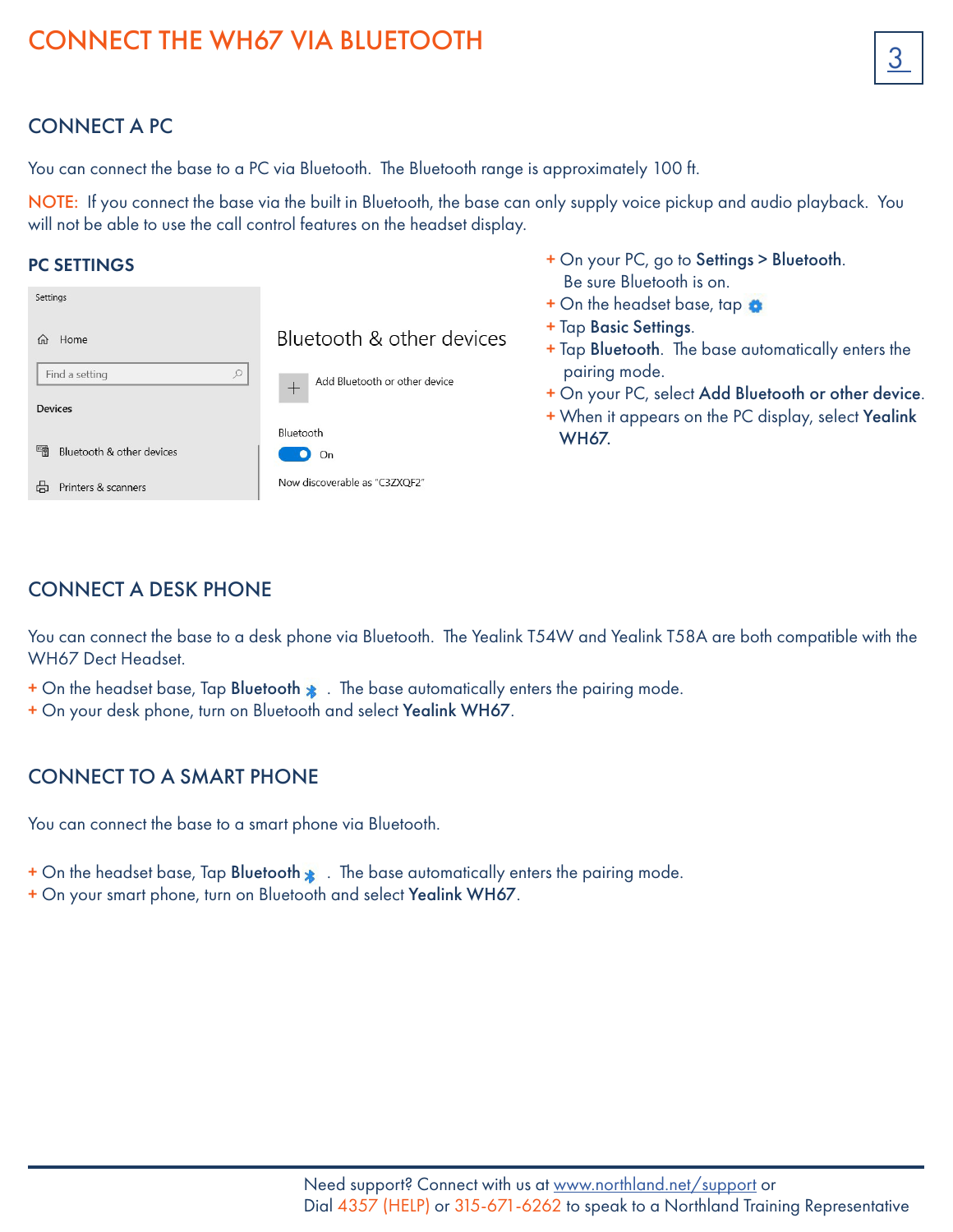# CONNECT THE WH67 VIA BLUETOOTH

## CONNECT A PC

You can connect the base to a PC via Bluetooth. The Bluetooth range is approximately 100 ft.

NOTE: If you connect the base via the built in Bluetooth, the base can only supply voice pickup and audio playback. You will not be able to use the call control features on the headset display.

### PC SETTINGS

Settings

Home

Find a setting

Devices

Bluetooth & other devices

Printers & scanners

Bluetooth & other devices

Add Bluetooth or other device

Bluetooth

On

Now discoverable as "C3ZXQF2"

+ On your PC, go to **Settings > Bluetooth**. Be sure Bluetooth is on.
+ On the headset base, tap
+ Tap **Basic Settings**.
+ Tap **Bluetooth**. The base automatically enters the pairing mode.
+ On your PC, select **Add Bluetooth or other device**.
+ When it appears on the PC display, select **Yealink WH67**.

## CONNECT A DESK PHONE

You can connect the base to a desk phone via Bluetooth. The Yealink T54W and Yealink T58A are both compatible with the WH67 Dect Headset.

+ On the headset base, Tap **Bluetooth** . The base automatically enters the pairing mode.
+ On your desk phone, turn on Bluetooth and select **Yealink WH67**.

## CONNECT TO A SMART PHONE

You can connect the base to a smart phone via Bluetooth.

+ On the headset base, Tap **Bluetooth** . The base automatically enters the pairing mode.
+ On your smart phone, turn on Bluetooth and select **Yealink WH67**.

Need support? Connect with us at www.northland.net/support or
Dial 4357 (HELP) or 315-671-6262 to speak to a Northland Training Representative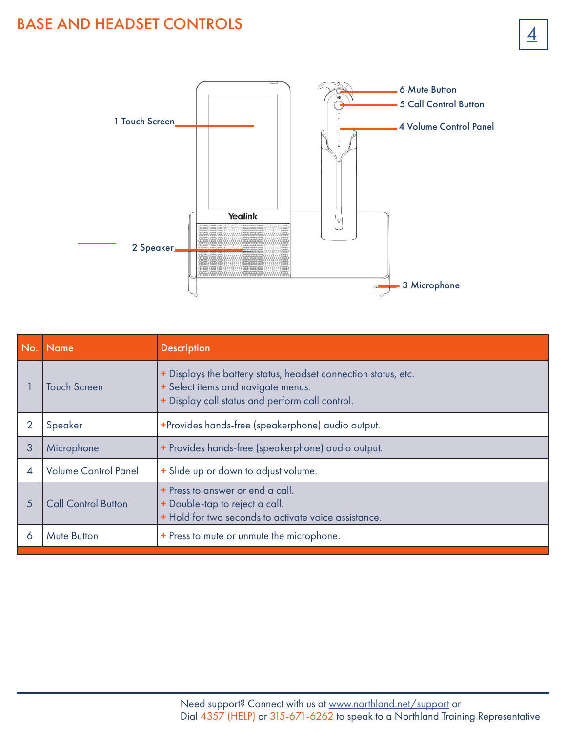# BASE AND HEADSET CONTROLS

1 Touch Screen

2 Speaker

3 Microphone

4 Volume Control Panel

5 Call Control Button

6 Mute Button

| No. | Name | Description |
|---|---|---|
| 1 | Touch Screen | + Displays the battery status, headset connection status, etc.<br>+ Select items and navigate menus.<br>+ Display call status and perform call control. |
| 2 | Speaker | +Provides hands-free (speakerphone) audio output. |
| 3 | Microphone | + Provides hands-free (speakerphone) audio output. |
| 4 | Volume Control Panel | + Slide up or down to adjust volume. |
| 5 | Call Control Button | + Press to answer or end a call.<br>+ Double-tap to reject a call.<br>+ Hold for two seconds to activate voice assistance. |
| 6 | Mute Button | + Press to mute or unmute the microphone. |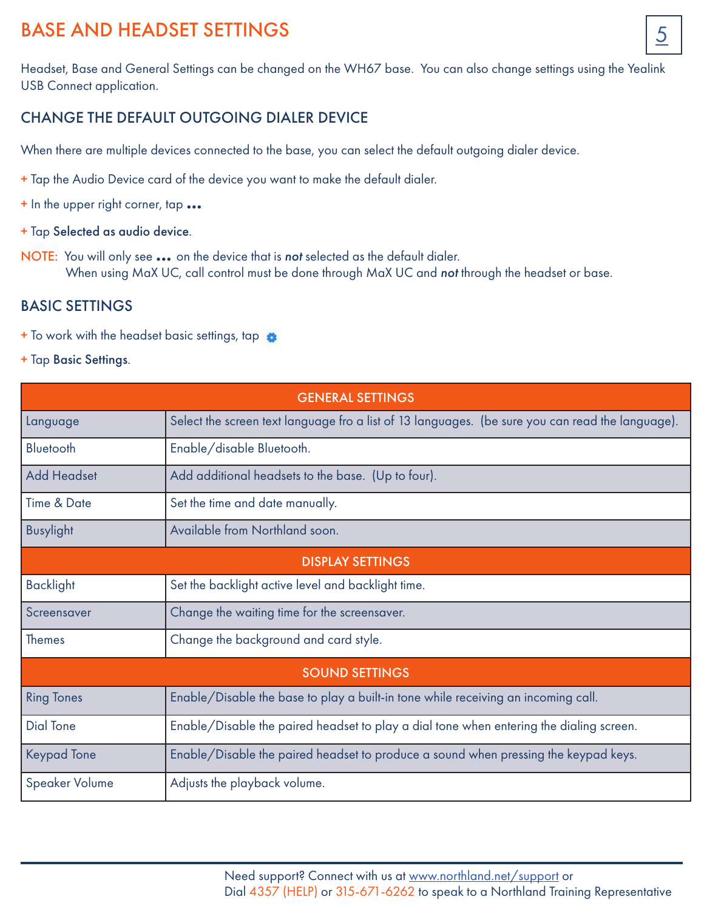# BASE AND HEADSET SETTINGS

Headset, Base and General Settings can be changed on the WH67 base. You can also change settings using the Yealink USB Connect application.

## CHANGE THE DEFAULT OUTGOING DIALER DEVICE

When there are multiple devices connected to the base, you can select the default outgoing dialer device.

+ Tap the Audio Device card of the device you want to make the default dialer.
+ In the upper right corner, tap •••
+ Tap **Selected as audio device**.

NOTE: You will only see ••• on the device that is ***not*** selected as the default dialer.
When using MaX UC, call control must be done through MaX UC and ***not*** through the headset or base.

## BASIC SETTINGS

+ To work with the headset basic settings, tap ⚙
+ Tap **Basic Settings**.

| GENERAL SETTINGS | |
|---|---|
| Language | Select the screen text language fro a list of 13 languages. (be sure you can read the language). |
| Bluetooth | Enable/disable Bluetooth. |
| Add Headset | Add additional headsets to the base. (Up to four). |
| Time & Date | Set the time and date manually. |
| Busylight | Available from Northland soon. |
| **DISPLAY SETTINGS** | |
| Backlight | Set the backlight active level and backlight time. |
| Screensaver | Change the waiting time for the screensaver. |
| Themes | Change the background and card style. |
| **SOUND SETTINGS** | |
| Ring Tones | Enable/Disable the base to play a built-in tone while receiving an incoming call. |
| Dial Tone | Enable/Disable the paired headset to play a dial tone when entering the dialing screen. |
| Keypad Tone | Enable/Disable the paired headset to produce a sound when pressing the keypad keys. |
| Speaker Volume | Adjusts the playback volume. |

Need support? Connect with us at www.northland.net/support or
Dial 4357 (HELP) or 315-671-6262 to speak to a Northland Training Representative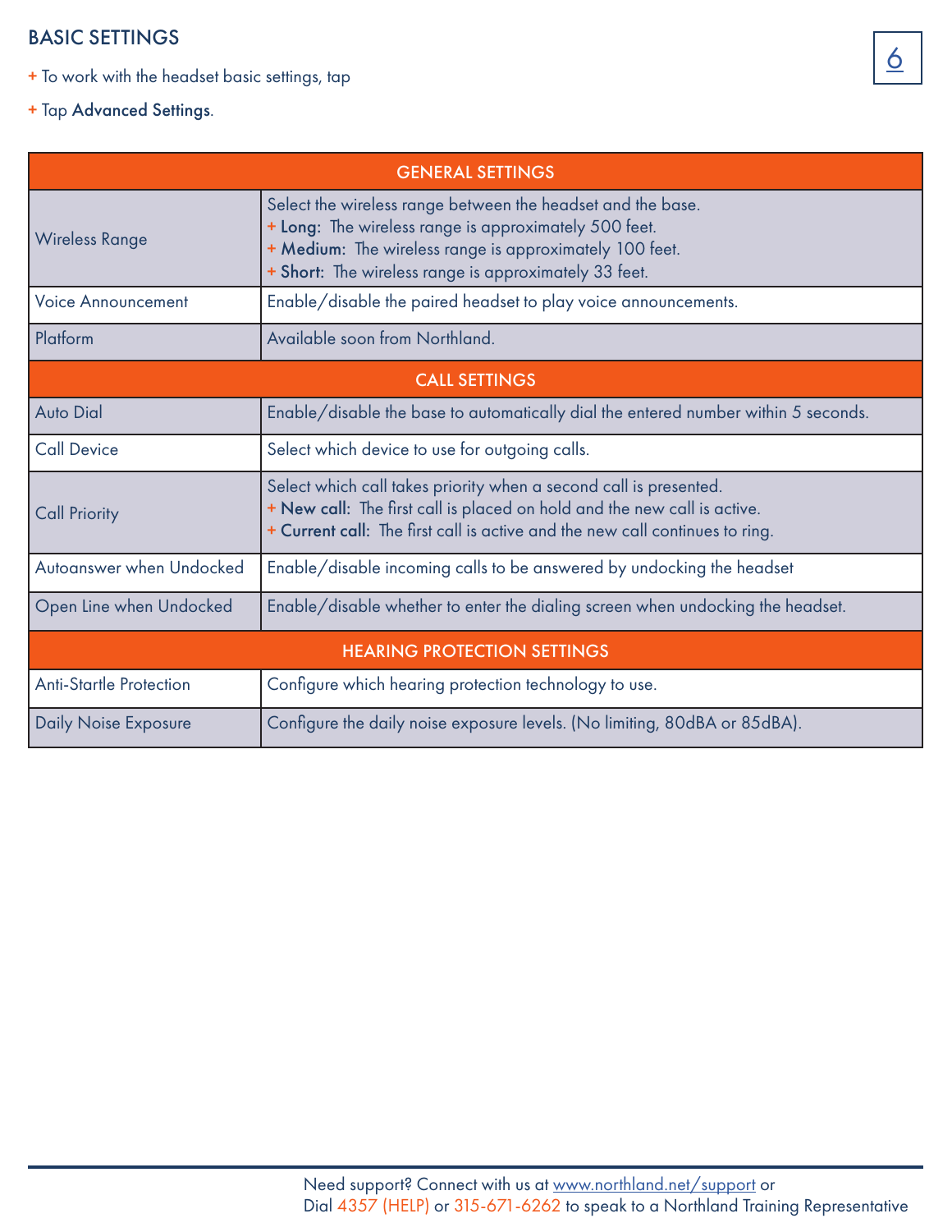## BASIC SETTINGS

+ To work with the headset basic settings, tap
+ Tap **Advanced Settings**.

| GENERAL SETTINGS | |
|---|---|
| Wireless Range | Select the wireless range between the headset and the base.<br>+ **Long:** The wireless range is approximately 500 feet.<br>+ **Medium:** The wireless range is approximately 100 feet.<br>+ **Short:** The wireless range is approximately 33 feet. |
| Voice Announcement | Enable/disable the paired headset to play voice announcements. |
| Platform | Available soon from Northland. |
| **CALL SETTINGS** | |
| Auto Dial | Enable/disable the base to automatically dial the entered number within 5 seconds. |
| Call Device | Select which device to use for outgoing calls. |
| Call Priority | Select which call takes priority when a second call is presented.<br>+ **New call:** The first call is placed on hold and the new call is active.<br>+ **Current call:** The first call is active and the new call continues to ring. |
| Autoanswer when Undocked | Enable/disable incoming calls to be answered by undocking the headset |
| Open Line when Undocked | Enable/disable whether to enter the dialing screen when undocking the headset. |
| **HEARING PROTECTION SETTINGS** | |
| Anti-Startle Protection | Configure which hearing protection technology to use. |
| Daily Noise Exposure | Configure the daily noise exposure levels. (No limiting, 80dBA or 85dBA). |

Need support? Connect with us at www.northland.net/support or
Dial 4357 (HELP) or 315-671-6262 to speak to a Northland Training Representative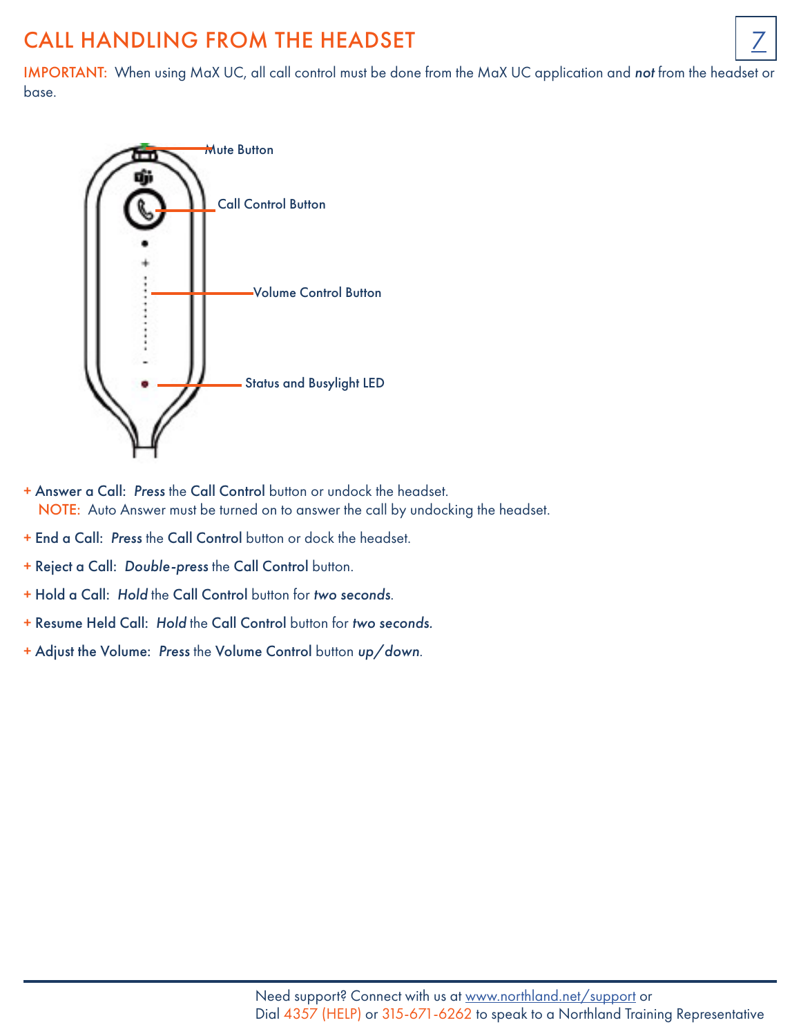# CALL HANDLING FROM THE HEADSET

IMPORTANT: When using MaX UC, all call control must be done from the MaX UC application and ***not*** from the headset or base.

Mute Button

Call Control Button

Volume Control Button

Status and Busylight LED

- **Answer a Call:** ***Press*** the **Call Control** button or undock the headset.
  NOTE: Auto Answer must be turned on to answer the call by undocking the headset.
- **End a Call:** ***Press*** the **Call Control** button or dock the headset.
- **Reject a Call:** ***Double-press*** the **Call Control** button.
- **Hold a Call:** ***Hold*** the **Call Control** button for ***two seconds***.
- **Resume Held Call:** ***Hold*** the **Call Control** button for ***two seconds.***
- **Adjust the Volume:** ***Press*** the **Volume Control** button ***up/down***.

Need support? Connect with us at www.northland.net/support or
Dial 4357 (HELP) or 315-671-6262 to speak to a Northland Training Representative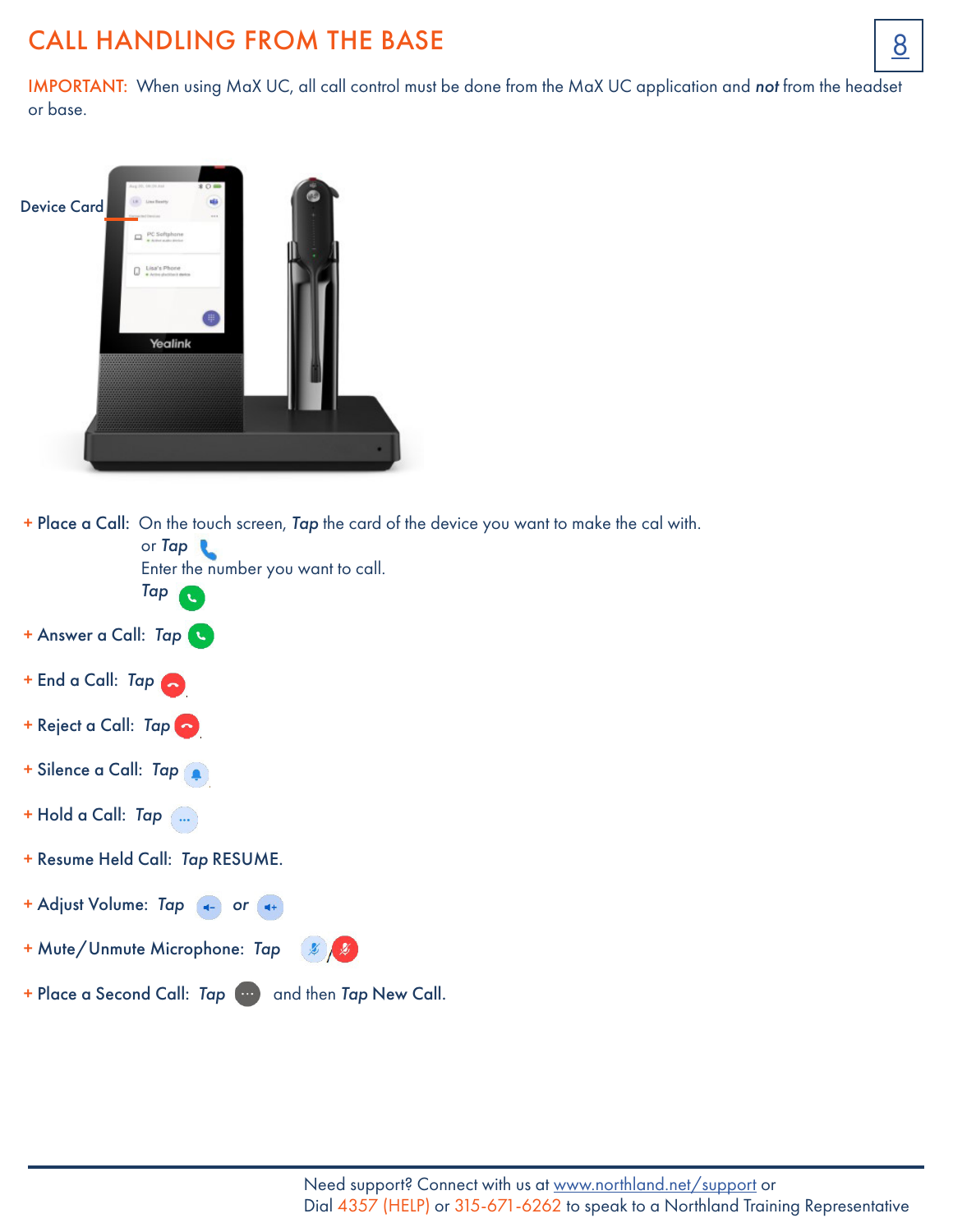# CALL HANDLING FROM THE BASE

IMPORTANT: When using MaX UC, all call control must be done from the MaX UC application and ***not*** from the headset or base.

Device Card

+ **Place a Call:** On the touch screen, ***Tap*** the card of the device you want to make the cal with.
  or ***Tap***
  Enter the number you want to call.
  ***Tap***
+ **Answer a Call:** ***Tap***
+ **End a Call:** ***Tap***
+ **Reject a Call:** ***Tap***
+ **Silence a Call:** ***Tap***
+ **Hold a Call:** ***Tap***
+ **Resume Held Call:** ***Tap*** RESUME.
+ **Adjust Volume:** ***Tap*** or
+ **Mute/Unmute Microphone:** ***Tap*** /
+ **Place a Second Call:** ***Tap*** and then ***Tap*** New Call.

Need support? Connect with us at www.northland.net/support or
Dial 4357 (HELP) or 315-671-6262 to speak to a Northland Training Representative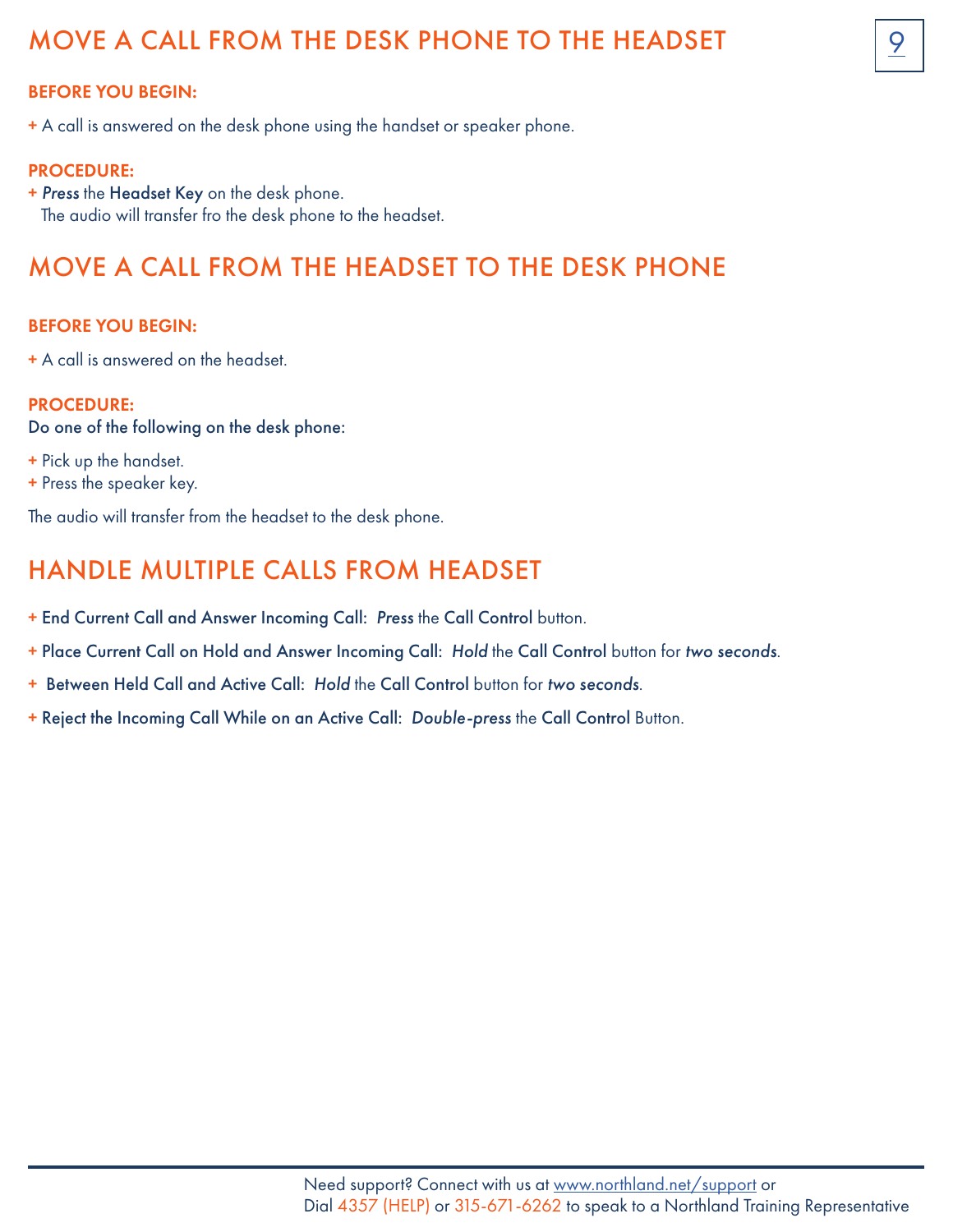## MOVE A CALL FROM THE DESK PHONE TO THE HEADSET

**BEFORE YOU BEGIN:**

+ A call is answered on the desk phone using the handset or speaker phone.

**PROCEDURE:**

+ *Press* the **Headset Key** on the desk phone.
  The audio will transfer fro the desk phone to the headset.

## MOVE A CALL FROM THE HEADSET TO THE DESK PHONE

**BEFORE YOU BEGIN:**

+ A call is answered on the headset.

**PROCEDURE:**

**Do one of the following on the desk phone:**

+ Pick up the handset.
+ Press the speaker key.

The audio will transfer from the headset to the desk phone.

## HANDLE MULTIPLE CALLS FROM HEADSET

+ **End Current Call and Answer Incoming Call:** *Press* the **Call Control** button.
+ **Place Current Call on Hold and Answer Incoming Call:** *Hold* the **Call Control** button for ***two seconds***.
+ **Between Held Call and Active Call:** *Hold* the **Call Control** button for ***two seconds***.
+ **Reject the Incoming Call While on an Active Call:** ***Double-press*** the **Call Control** Button.

Need support? Connect with us at www.northland.net/support or
Dial 4357 (HELP) or 315-671-6262 to speak to a Northland Training Representative